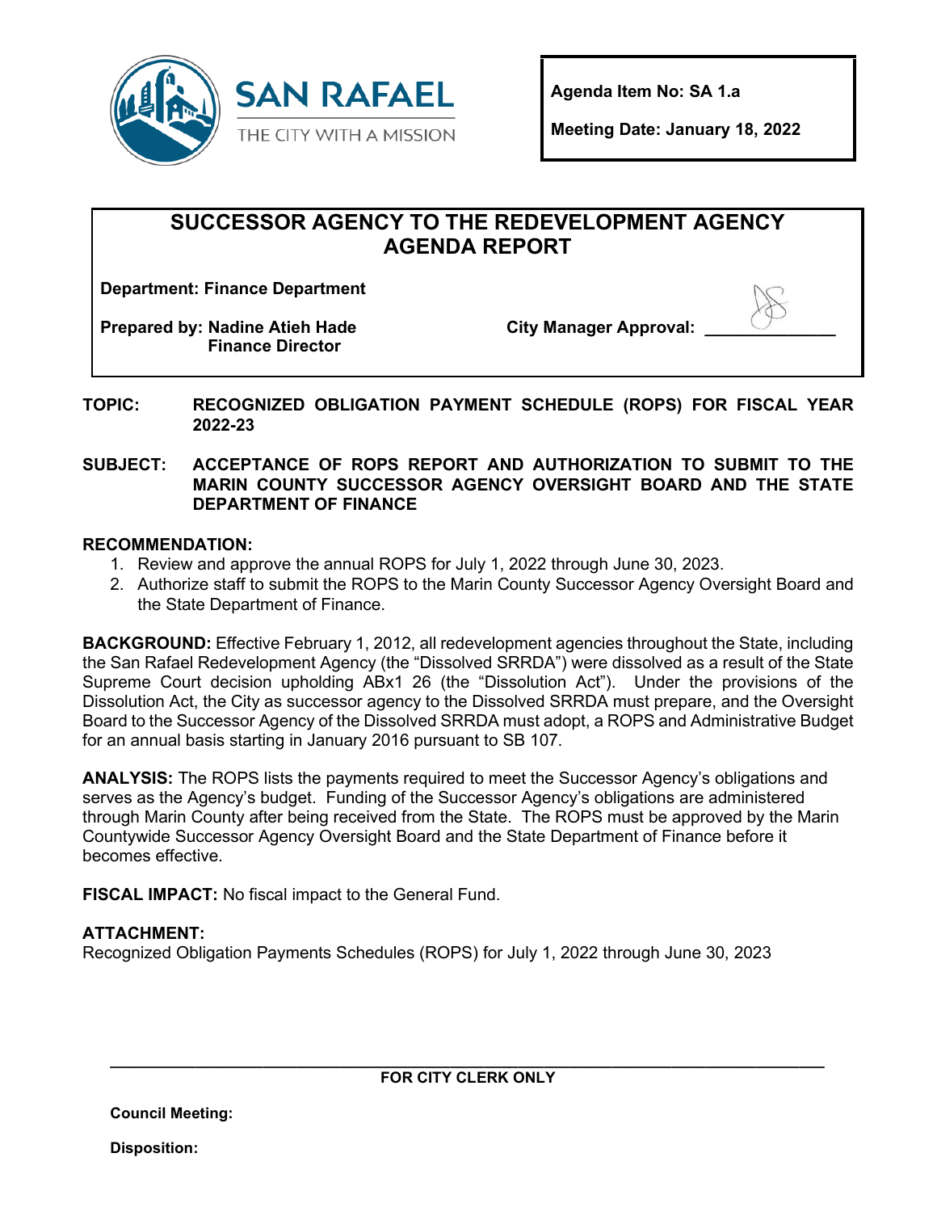**SAN RAFAEL**
THE CITY WITH A MISSION

**Agenda Item No: SA 1.a**

**Meeting Date: January 18, 2022**

# SUCCESSOR AGENCY TO THE REDEVELOPMENT AGENCY AGENDA REPORT

**Department: Finance Department**

**Prepared by: Nadine Atieh Hade**
**Finance Director**

**City Manager Approval:** ______________

**TOPIC:** **RECOGNIZED OBLIGATION PAYMENT SCHEDULE (ROPS) FOR FISCAL YEAR 2022-23**

**SUBJECT:** **ACCEPTANCE OF ROPS REPORT AND AUTHORIZATION TO SUBMIT TO THE MARIN COUNTY SUCCESSOR AGENCY OVERSIGHT BOARD AND THE STATE DEPARTMENT OF FINANCE**

**RECOMMENDATION:**

1. Review and approve the annual ROPS for July 1, 2022 through June 30, 2023.
2. Authorize staff to submit the ROPS to the Marin County Successor Agency Oversight Board and the State Department of Finance.

**BACKGROUND:** Effective February 1, 2012, all redevelopment agencies throughout the State, including the San Rafael Redevelopment Agency (the "Dissolved SRRDA") were dissolved as a result of the State Supreme Court decision upholding ABx1 26 (the "Dissolution Act"). Under the provisions of the Dissolution Act, the City as successor agency to the Dissolved SRRDA must prepare, and the Oversight Board to the Successor Agency of the Dissolved SRRDA must adopt, a ROPS and Administrative Budget for an annual basis starting in January 2016 pursuant to SB 107.

**ANALYSIS:** The ROPS lists the payments required to meet the Successor Agency's obligations and serves as the Agency's budget. Funding of the Successor Agency's obligations are administered through Marin County after being received from the State. The ROPS must be approved by the Marin Countywide Successor Agency Oversight Board and the State Department of Finance before it becomes effective.

**FISCAL IMPACT:** No fiscal impact to the General Fund.

**ATTACHMENT:**
Recognized Obligation Payments Schedules (ROPS) for July 1, 2022 through June 30, 2023

---

**FOR CITY CLERK ONLY**

**Council Meeting:**

**Disposition:**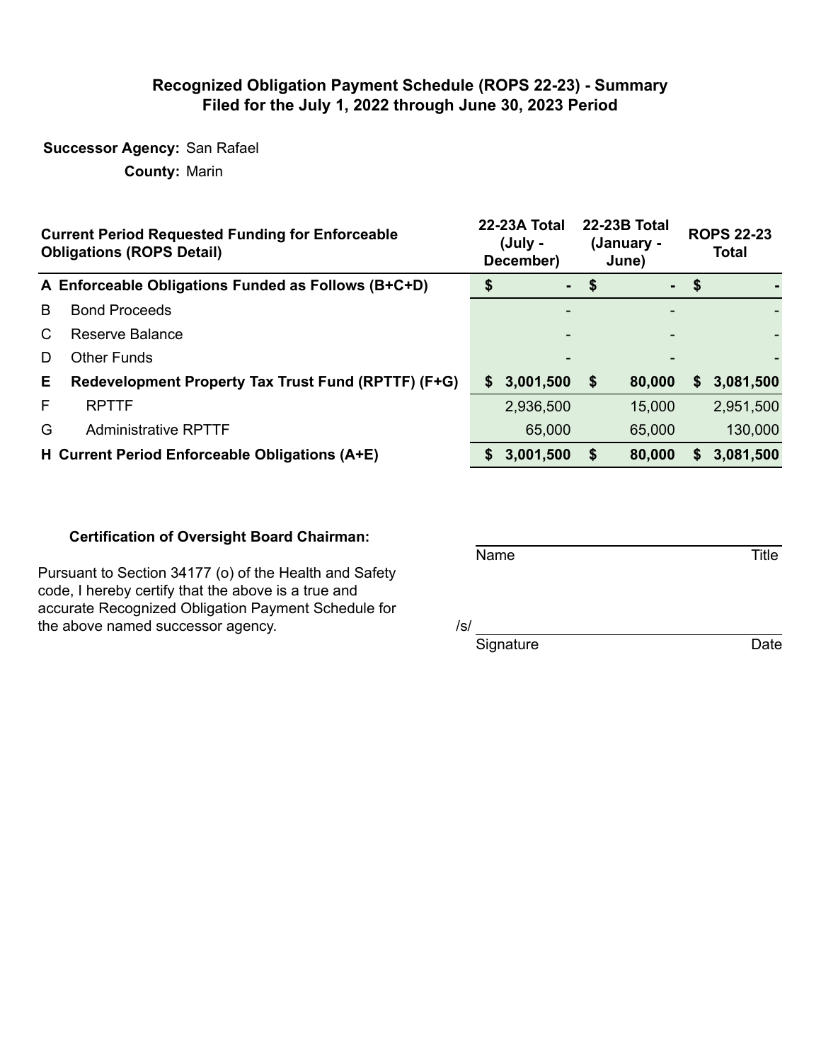# Recognized Obligation Payment Schedule (ROPS 22-23) - Summary
## Filed for the July 1, 2022 through June 30, 2023 Period

**Successor Agency:** San Rafael

**County:** Marin

| | Current Period Requested Funding for Enforceable Obligations (ROPS Detail) | 22-23A Total (July - December) | 22-23B Total (January - June) | ROPS 22-23 Total |
|---|---|---|---|---|
| **A** | **Enforceable Obligations Funded as Follows (B+C+D)** | **$ -** | **$ -** | **$ -** |
| B | Bond Proceeds | - | - | - |
| C | Reserve Balance | - | - | - |
| D | Other Funds | - | - | - |
| **E** | **Redevelopment Property Tax Trust Fund (RPTTF) (F+G)** | **$ 3,001,500** | **$ 80,000** | **$ 3,081,500** |
| F | RPTTF | 2,936,500 | 15,000 | 2,951,500 |
| G | Administrative RPTTF | 65,000 | 65,000 | 130,000 |
| **H** | **Current Period Enforceable Obligations (A+E)** | **$ 3,001,500** | **$ 80,000** | **$ 3,081,500** |

**Certification of Oversight Board Chairman:**

Pursuant to Section 34177 (o) of the Health and Safety code, I hereby certify that the above is a true and accurate Recognized Obligation Payment Schedule for the above named successor agency.

Name Title

/s/

Signature Date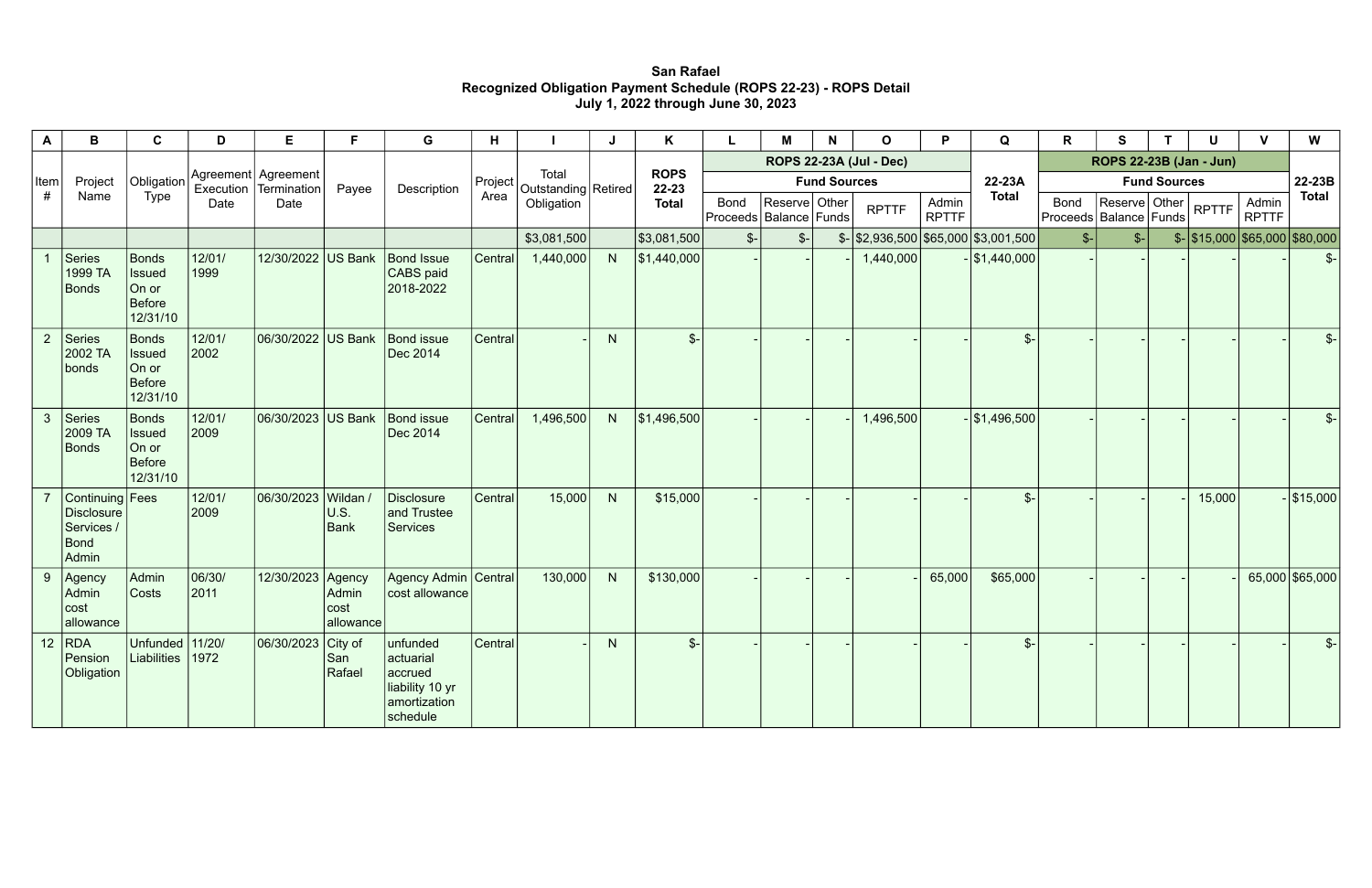**San Rafael**
**Recognized Obligation Payment Schedule (ROPS 22-23) - ROPS Detail**
**July 1, 2022 through June 30, 2023**

| A | B | C | D | E | F | G | H | I | J | K | L | M | N | O | P | Q | R | S | T | U | V | W |
|---|---|---|---|---|---|---|---|---|---|---|---|---|---|---|---|---|---|---|---|---|---|---|
| Item # | Project Name | Obligation Type | Agreement Execution Date | Agreement Termination Date | Payee | Description | Project Area | Total Outstanding Obligation | Retired | ROPS 22-23 Total | ROPS 22-23A (Jul - Dec) | | | | | 22-23A Total | ROPS 22-23B (Jan - Jun) | | | | | 22-23B Total |
| | | | | | | | | | | | Fund Sources | | | | | | Fund Sources | | | | | |
| | | | | | | | | | | | Bond Proceeds | Reserve Balance | Other Funds | RPTTF | Admin RPTTF | | Bond Proceeds | Reserve Balance | Other Funds | RPTTF | Admin RPTTF | |
| | | | | | | | | $3,081,500 | | $3,081,500 | $- | $- | $- | $2,936,500 | $65,000 | $3,001,500 | $- | $- | $- | $15,000 | $65,000 | $80,000 |
| 1 | Series 1999 TA Bonds | Bonds Issued On or Before 12/31/10 | 12/01/1999 | 12/30/2022 | US Bank | Bond Issue CABS paid 2018-2022 | Central | 1,440,000 | N | $1,440,000 | - | - | - | 1,440,000 | - | $1,440,000 | - | - | - | - | - | $- |
| 2 | Series 2002 TA bonds | Bonds Issued On or Before 12/31/10 | 12/01/2002 | 06/30/2022 | US Bank | Bond issue Dec 2014 | Central | - | N | $- | - | - | - | - | - | $- | - | - | - | - | - | $- |
| 3 | Series 2009 TA Bonds | Bonds Issued On or Before 12/31/10 | 12/01/2009 | 06/30/2023 | US Bank | Bond issue Dec 2014 | Central | 1,496,500 | N | $1,496,500 | - | - | - | 1,496,500 | - | $1,496,500 | - | - | - | - | - | $- |
| 7 | Continuing Disclosure Services / Bond Admin | Fees | 12/01/2009 | 06/30/2023 | Wildan / U.S. Bank | Disclosure and Trustee Services | Central | 15,000 | N | $15,000 | - | - | - | - | - | $- | - | - | - | 15,000 | - | $15,000 |
| 9 | Agency Admin cost allowance | Admin Costs | 06/30/2011 | 12/30/2023 | Agency Admin cost allowance | Agency Admin cost allowance | Central | 130,000 | N | $130,000 | - | - | - | - | 65,000 | $65,000 | - | - | - | - | 65,000 | $65,000 |
| 12 | RDA Pension Obligation | Unfunded Liabilities | 11/20/1972 | 06/30/2023 | City of San Rafael | unfunded actuarial accrued liability 10 yr amortization schedule | Central | - | N | $- | - | - | - | - | - | $- | - | - | - | - | - | $- |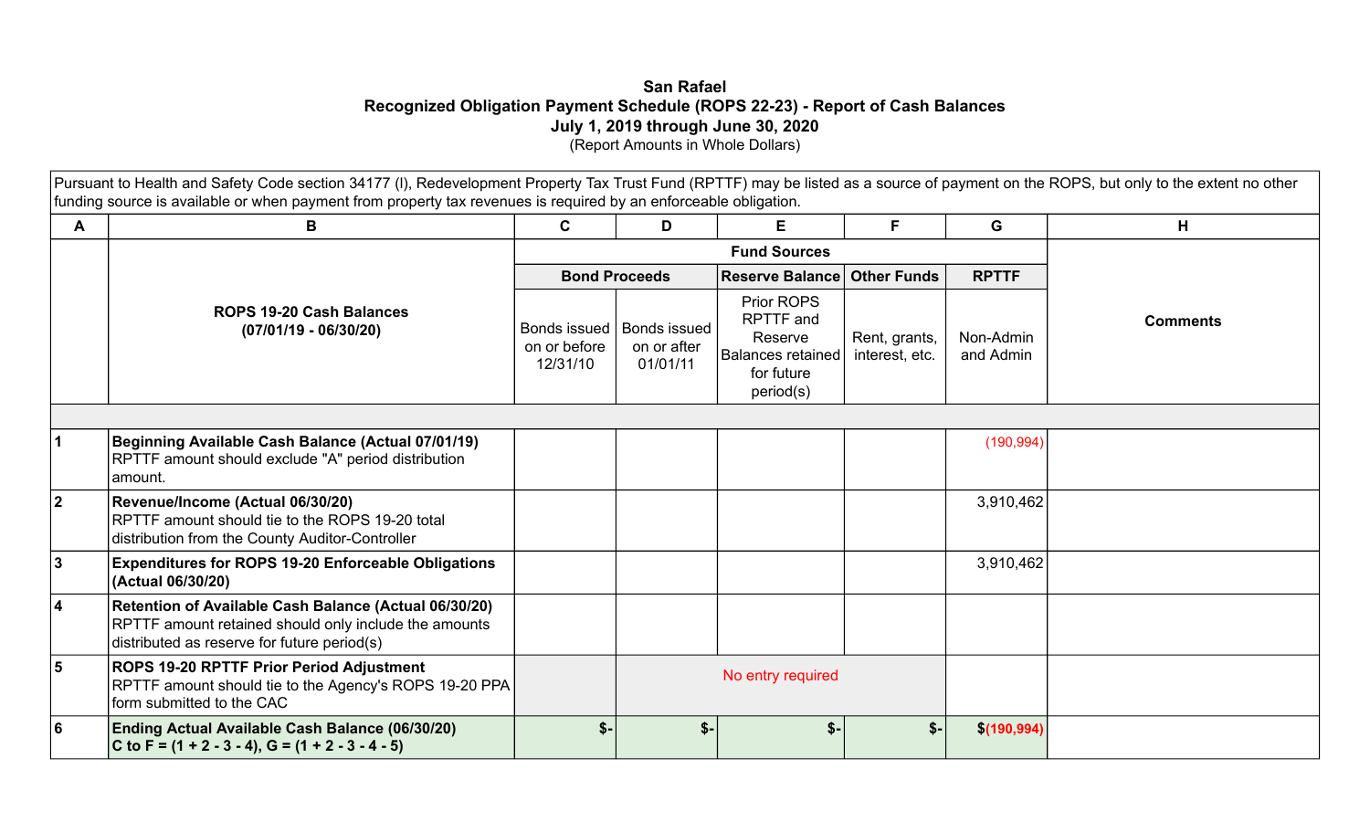**San Rafael**
**Recognized Obligation Payment Schedule (ROPS 22-23) - Report of Cash Balances**
**July 1, 2019 through June 30, 2020**
(Report Amounts in Whole Dollars)

Pursuant to Health and Safety Code section 34177 (I), Redevelopment Property Tax Trust Fund (RPTTF) may be listed as a source of payment on the ROPS, but only to the extent no other funding source is available or when payment from property tax revenues is required by an enforceable obligation.

| A | B | C | D | E | F | G | H |
|---|---|---|---|---|---|---|---|
| | | Fund Sources | | | | | |
| | | Bond Proceeds | | Reserve Balance | Other Funds | RPTTF | |
| | **ROPS 19-20 Cash Balances (07/01/19 - 06/30/20)** | Bonds issued on or before 12/31/10 | Bonds issued on or after 01/01/11 | Prior ROPS RPTTF and Reserve Balances retained for future period(s) | Rent, grants, interest, etc. | Non-Admin and Admin | **Comments** |
| 1 | **Beginning Available Cash Balance (Actual 07/01/19)** RPTTF amount should exclude "A" period distribution amount. | | | | | (190,994) | |
| 2 | **Revenue/Income (Actual 06/30/20)** RPTTF amount should tie to the ROPS 19-20 total distribution from the County Auditor-Controller | | | | | 3,910,462 | |
| 3 | **Expenditures for ROPS 19-20 Enforceable Obligations (Actual 06/30/20)** | | | | | 3,910,462 | |
| 4 | **Retention of Available Cash Balance (Actual 06/30/20)** RPTTF amount retained should only include the amounts distributed as reserve for future period(s) | | | | | | |
| 5 | **ROPS 19-20 RPTTF Prior Period Adjustment** RPTTF amount should tie to the Agency's ROPS 19-20 PPA form submitted to the CAC | | No entry required | | | | |
| 6 | **Ending Actual Available Cash Balance (06/30/20) C to F = (1 + 2 - 3 - 4), G = (1 + 2 - 3 - 4 - 5)** | **$-** | **$-** | **$-** | **$-** | **$(190,994)** | |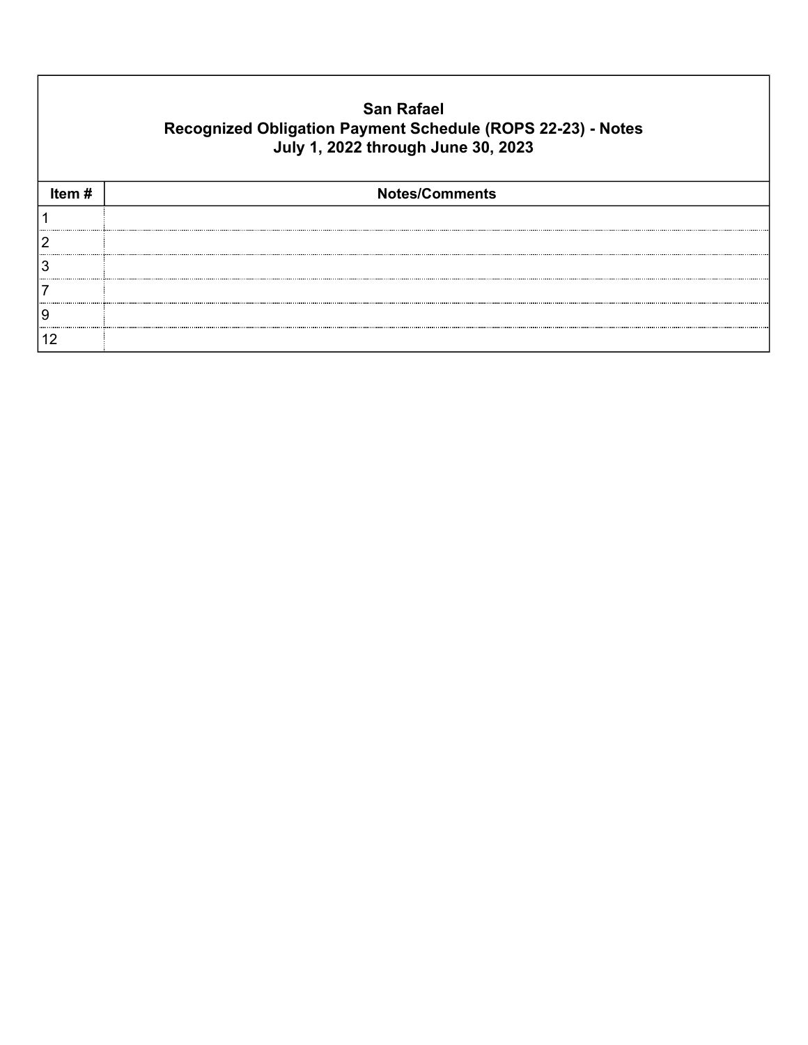**San Rafael**
**Recognized Obligation Payment Schedule (ROPS 22-23) - Notes**
**July 1, 2022 through June 30, 2023**

| Item # | Notes/Comments |
| --- | --- |
| 1 | |
| 2 | |
| 3 | |
| 7 | |
| 9 | |
| 12 | |